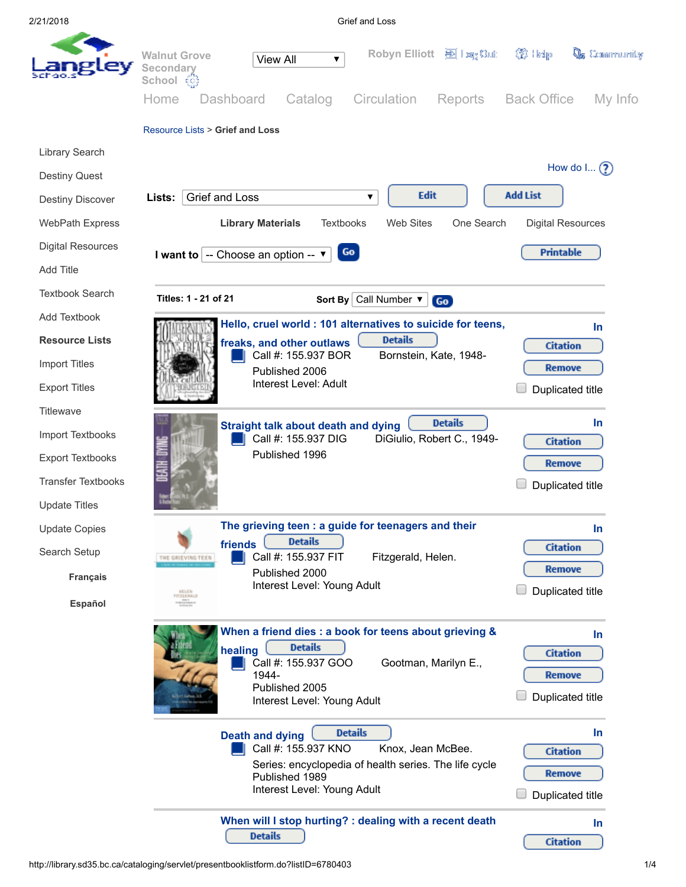Walnut Grove Secondary School

View All

Robyn Elliott | Log Out | Help | Community

Home | Dashboard | Catalog | Circulation | Reports | Back Office | My Info

Resource Lists > **Grief and Loss**

- Library Search
- Destiny Quest
- Destiny Discover
- WebPath Express
- Digital Resources
- Add Title
- Textbook Search
- Add Textbook
- **Resource Lists**
- Import Titles
- Export Titles
- Titlewave
- Import Textbooks
- Export Textbooks
- Transfer Textbooks
- Update Titles
- Update Copies
- Search Setup

**Français**

**Español**

How do I...

**Lists:** Grief and Loss | Edit | Add List

**Library Materials** | Textbooks | Web Sites | One Search | Digital Resources

**I want to** -- Choose an option -- | Go | Printable

**Titles: 1 - 21 of 21** | **Sort By** Call Number | Go

---

**Hello, cruel world : 101 alternatives to suicide for teens, freaks, and other outlaws** Details

Call #: 155.937 BOR | Bornstein, Kate, 1948-
Published 2006
Interest Level: Adult

In | Citation | Remove | Duplicated title

---

**Straight talk about death and dying** Details

Call #: 155.937 DIG | DiGiulio, Robert C., 1949-
Published 1996

In | Citation | Remove | Duplicated title

---

**The grieving teen : a guide for teenagers and their friends** Details

Call #: 155.937 FIT | Fitzgerald, Helen.
Published 2000
Interest Level: Young Adult

In | Citation | Remove | Duplicated title

---

**When a friend dies : a book for teens about grieving & healing** Details

Call #: 155.937 GOO | Gootman, Marilyn E., 1944-
Published 2005
Interest Level: Young Adult

In | Citation | Remove | Duplicated title

---

**Death and dying** Details

Call #: 155.937 KNO | Knox, Jean McBee.
Series: encyclopedia of health series. The life cycle
Published 1989
Interest Level: Young Adult

In | Citation | Remove | Duplicated title

---

**When will I stop hurting? : dealing with a recent death** Details

In | Citation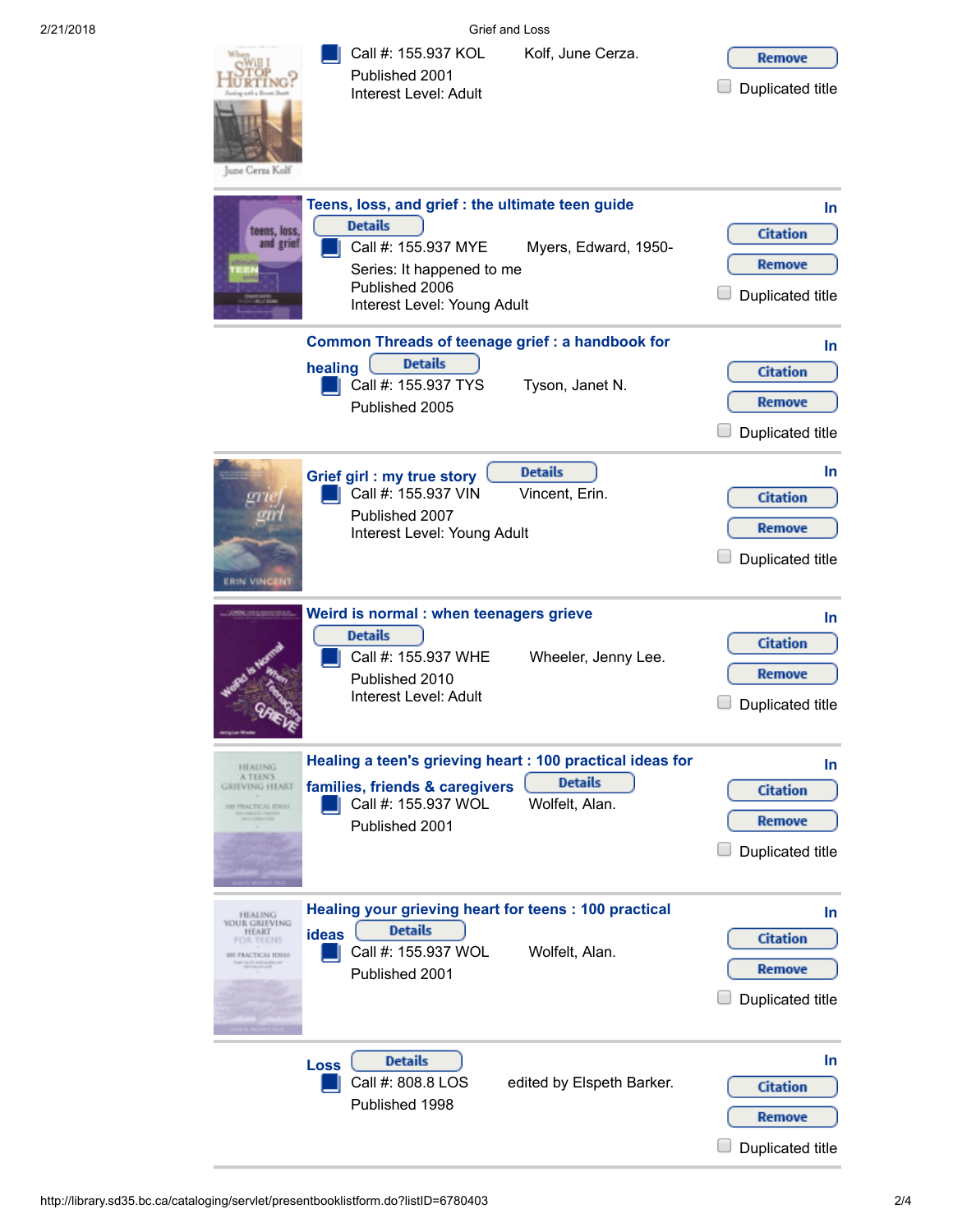Call #: 155.937 KOL Kolf, June Cerza.
Published 2001
Interest Level: Adult

Remove

Duplicated title

---

**Teens, loss, and grief : the ultimate teen guide**

Details

Call #: 155.937 MYE Myers, Edward, 1950-
Series: It happened to me
Published 2006
Interest Level: Young Adult

In

Citation

Remove

Duplicated title

---

**Common Threads of teenage grief : a handbook for healing**

Details

Call #: 155.937 TYS Tyson, Janet N.
Published 2005

In

Citation

Remove

Duplicated title

---

**Grief girl : my true story**

Details

Call #: 155.937 VIN Vincent, Erin.
Published 2007
Interest Level: Young Adult

In

Citation

Remove

Duplicated title

---

**Weird is normal : when teenagers grieve**

Details

Call #: 155.937 WHE Wheeler, Jenny Lee.
Published 2010
Interest Level: Adult

In

Citation

Remove

Duplicated title

---

**Healing a teen's grieving heart : 100 practical ideas for families, friends & caregivers**

Details

Call #: 155.937 WOL Wolfelt, Alan.
Published 2001

In

Citation

Remove

Duplicated title

---

**Healing your grieving heart for teens : 100 practical ideas**

Details

Call #: 155.937 WOL Wolfelt, Alan.
Published 2001

In

Citation

Remove

Duplicated title

---

**Loss**

Details

Call #: 808.8 LOS edited by Elspeth Barker.
Published 1998

In

Citation

Remove

Duplicated title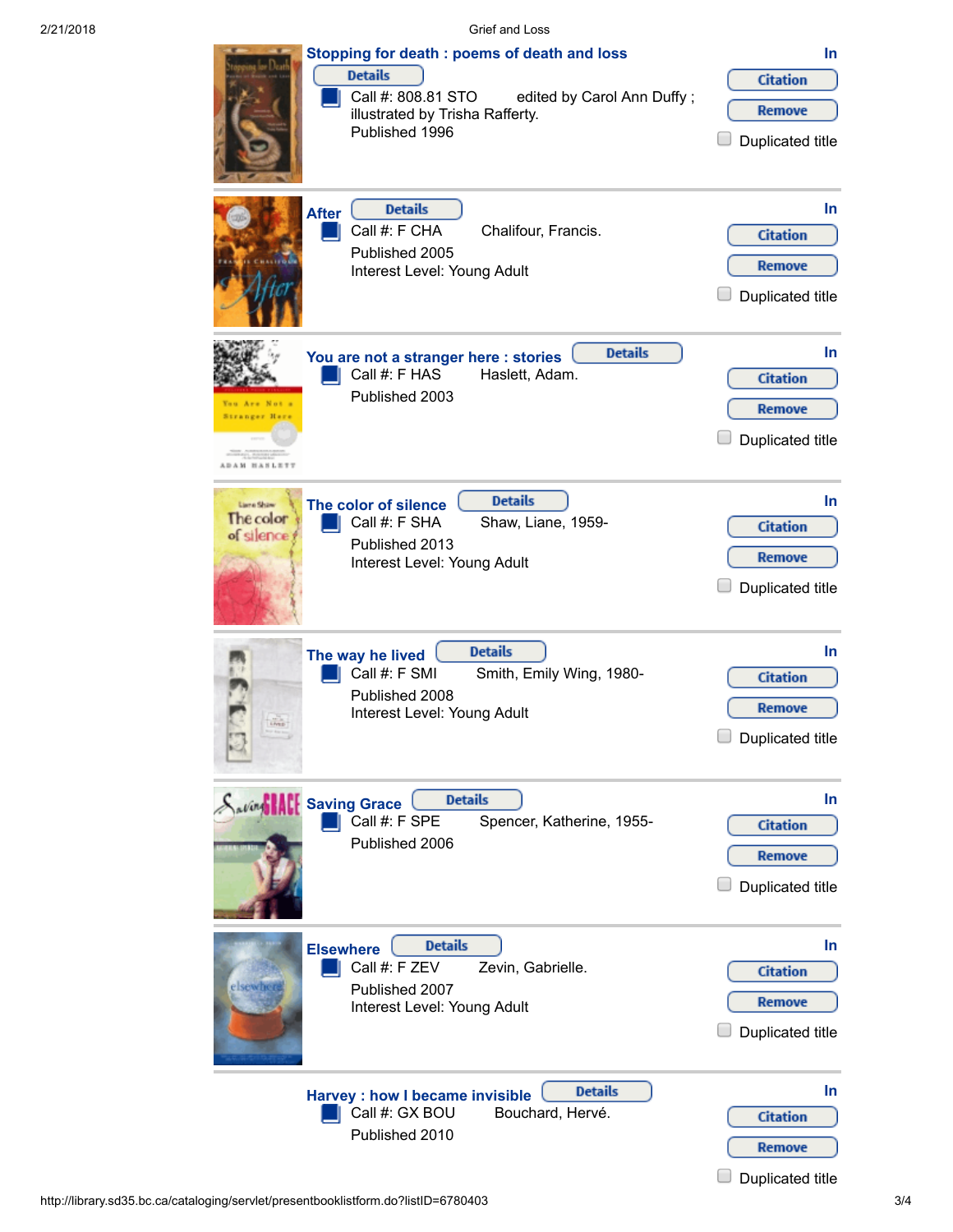**Stopping for death : poems of death and loss**

Details

Call #: 808.81 STO edited by Carol Ann Duffy ; illustrated by Trisha Rafferty.
Published 1996

In

Citation

Remove

Duplicated title

---

**After**

Details

Call #: F CHA Chalifour, Francis.
Published 2005
Interest Level: Young Adult

In

Citation

Remove

Duplicated title

---

**You are not a stranger here : stories**

Details

Call #: F HAS Haslett, Adam.
Published 2003

In

Citation

Remove

Duplicated title

---

**The color of silence**

Details

Call #: F SHA Shaw, Liane, 1959-
Published 2013
Interest Level: Young Adult

In

Citation

Remove

Duplicated title

---

**The way he lived**

Details

Call #: F SMI Smith, Emily Wing, 1980-
Published 2008
Interest Level: Young Adult

In

Citation

Remove

Duplicated title

---

**Saving Grace**

Details

Call #: F SPE Spencer, Katherine, 1955-
Published 2006

In

Citation

Remove

Duplicated title

---

**Elsewhere**

Details

Call #: F ZEV Zevin, Gabrielle.
Published 2007
Interest Level: Young Adult

In

Citation

Remove

Duplicated title

---

**Harvey : how I became invisible**

Details

Call #: GX BOU Bouchard, Hervé.
Published 2010

In

Citation

Remove

Duplicated title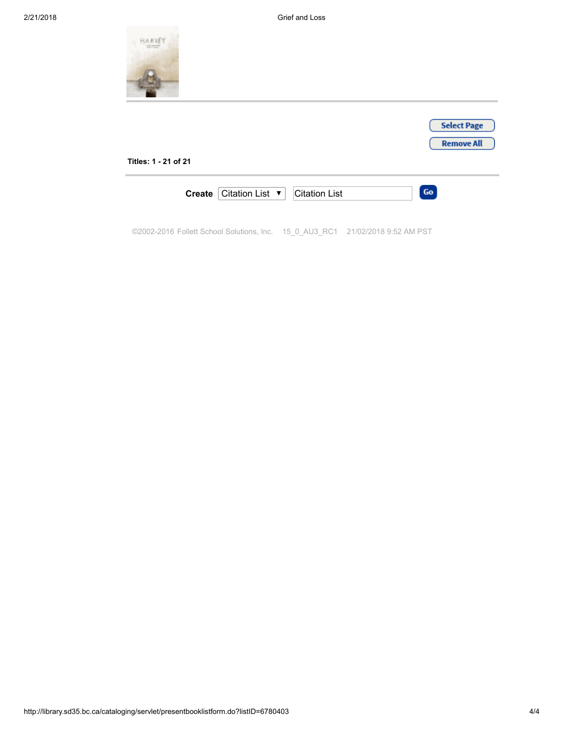Select Page

Remove All

**Titles: 1 - 21 of 21**

**Create** Citation List ▼ Citation List Go

©2002-2016 Follett School Solutions, Inc. 15_0_AU3_RC1 21/02/2018 9:52 AM PST